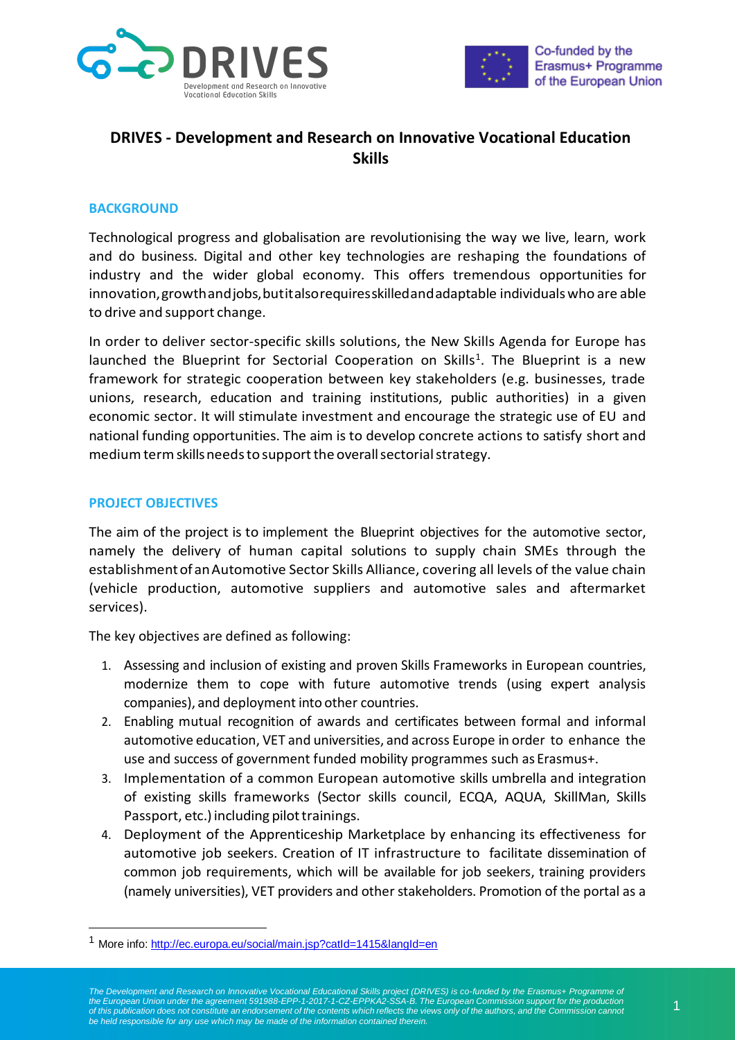# DRIVES - Development and Research on Innovative Vocational Education Skills

## BACKGROUND

Technological progress and globalisation are revolutionising the way we live, learn, work and do business. Digital and other key technologies are reshaping the foundations of industry and the wider global economy. This offers tremendous opportunities for innovation, growth and jobs, but it also requires skilled and adaptable individuals who are able to drive and support change.

In order to deliver sector-specific skills solutions, the New Skills Agenda for Europe has launched the Blueprint for Sectorial Cooperation on Skills[1]. The Blueprint is a new framework for strategic cooperation between key stakeholders (e.g. businesses, trade unions, research, education and training institutions, public authorities) in a given economic sector. It will stimulate investment and encourage the strategic use of EU and national funding opportunities. The aim is to develop concrete actions to satisfy short and medium term skills needs to support the overall sectorial strategy.

## PROJECT OBJECTIVES

The aim of the project is to implement the Blueprint objectives for the automotive sector, namely the delivery of human capital solutions to supply chain SMEs through the establishment of an Automotive Sector Skills Alliance, covering all levels of the value chain (vehicle production, automotive suppliers and automotive sales and aftermarket services).

The key objectives are defined as following:

1. Assessing and inclusion of existing and proven Skills Frameworks in European countries, modernize them to cope with future automotive trends (using expert analysis companies), and deployment into other countries.
2. Enabling mutual recognition of awards and certificates between formal and informal automotive education, VET and universities, and across Europe in order to enhance the use and success of government funded mobility programmes such as Erasmus+.
3. Implementation of a common European automotive skills umbrella and integration of existing skills frameworks (Sector skills council, ECQA, AQUA, SkillMan, Skills Passport, etc.) including pilot trainings.
4. Deployment of the Apprenticeship Marketplace by enhancing its effectiveness for automotive job seekers. Creation of IT infrastructure to facilitate dissemination of common job requirements, which will be available for job seekers, training providers (namely universities), VET providers and other stakeholders. Promotion of the portal as a

[1] More info: http://ec.europa.eu/social/main.jsp?catId=1415&langId=en

*The Development and Research on Innovative Vocational Educational Skills project (DRIVES) is co-funded by the Erasmus+ Programme of the European Union under the agreement 591988-EPP-1-2017-1-CZ-EPPKA2-SSA-B. The European Commission support for the production of this publication does not constitute an endorsement of the contents which reflects the views only of the authors, and the Commission cannot be held responsible for any use which may be made of the information contained therein.*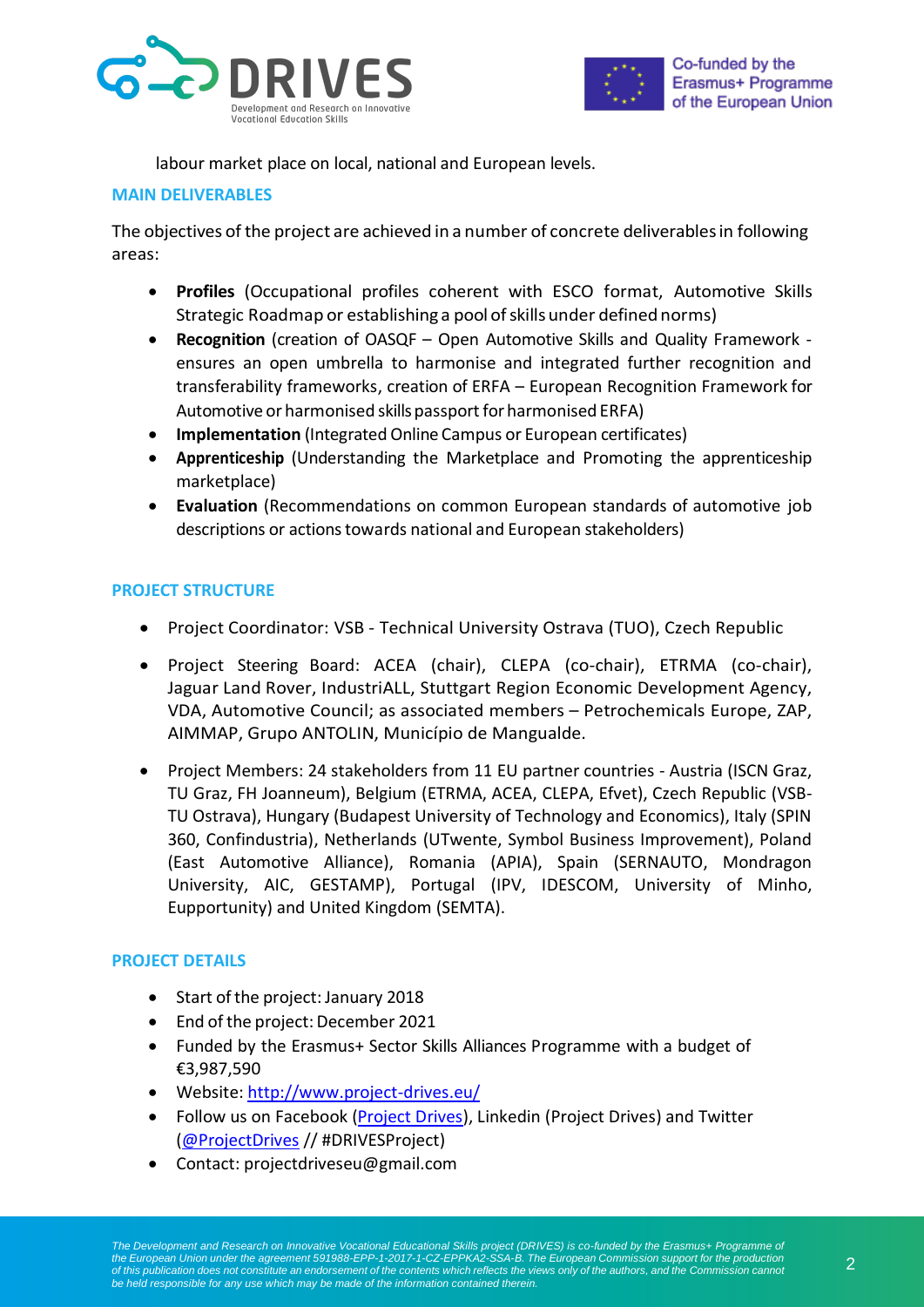labour market place on local, national and European levels.

## MAIN DELIVERABLES

The objectives of the project are achieved in a number of concrete deliverables in following areas:

- **Profiles** (Occupational profiles coherent with ESCO format, Automotive Skills Strategic Roadmap or establishing a pool of skills under defined norms)
- **Recognition** (creation of OASQF – Open Automotive Skills and Quality Framework - ensures an open umbrella to harmonise and integrated further recognition and transferability frameworks, creation of ERFA – European Recognition Framework for Automotive or harmonised skills passport for harmonised ERFA)
- **Implementation** (Integrated Online Campus or European certificates)
- **Apprenticeship** (Understanding the Marketplace and Promoting the apprenticeship marketplace)
- **Evaluation** (Recommendations on common European standards of automotive job descriptions or actions towards national and European stakeholders)

## PROJECT STRUCTURE

- Project Coordinator: VSB - Technical University Ostrava (TUO), Czech Republic
- Project Steering Board: ACEA (chair), CLEPA (co-chair), ETRMA (co-chair), Jaguar Land Rover, IndustriALL, Stuttgart Region Economic Development Agency, VDA, Automotive Council; as associated members – Petrochemicals Europe, ZAP, AIMMAP, Grupo ANTOLIN, Município de Mangualde.
- Project Members: 24 stakeholders from 11 EU partner countries - Austria (ISCN Graz, TU Graz, FH Joanneum), Belgium (ETRMA, ACEA, CLEPA, Efvet), Czech Republic (VSB-TU Ostrava), Hungary (Budapest University of Technology and Economics), Italy (SPIN 360, Confindustria), Netherlands (UTwente, Symbol Business Improvement), Poland (East Automotive Alliance), Romania (APIA), Spain (SERNAUTO, Mondragon University, AIC, GESTAMP), Portugal (IPV, IDESCOM, University of Minho, Eupportunity) and United Kingdom (SEMTA).

## PROJECT DETAILS

- Start of the project: January 2018
- End of the project: December 2021
- Funded by the Erasmus+ Sector Skills Alliances Programme with a budget of €3,987,590
- Website: [http://www.project-drives.eu/](http://www.project-drives.eu/)
- Follow us on Facebook (Project Drives), Linkedin (Project Drives) and Twitter (@ProjectDrives // #DRIVESProject)
- Contact: projectdriveseu@gmail.com

*The Development and Research on Innovative Vocational Educational Skills project (DRIVES) is co-funded by the Erasmus+ Programme of the European Union under the agreement 591988-EPP-1-2017-1-CZ-EPPKA2-SSA-B. The European Commission support for the production of this publication does not constitute an endorsement of the contents which reflects the views only of the authors, and the Commission cannot be held responsible for any use which may be made of the information contained therein.*